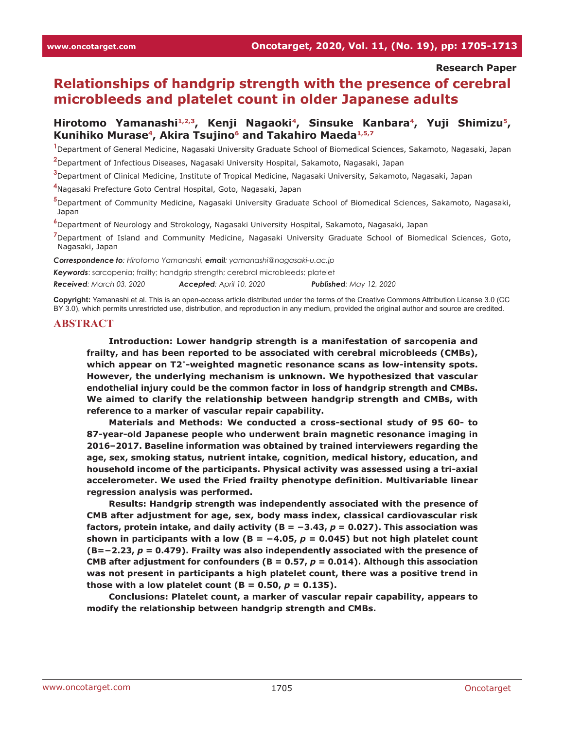Research Paper

# Relationships of handgrip strength with the presence of cerebral microbleeds and platelet count in older Japanese adults

**Hirotomo Yamanashi[1,2,3], Kenji Nagaoki[4], Sinsuke Kanbara[4], Yuji Shimizu[5], Kunihiko Murase[4], Akira Tsujino[6] and Takahiro Maeda[1,5,7]**

[1]Department of General Medicine, Nagasaki University Graduate School of Biomedical Sciences, Sakamoto, Nagasaki, Japan

[2]Department of Infectious Diseases, Nagasaki University Hospital, Sakamoto, Nagasaki, Japan

[3]Department of Clinical Medicine, Institute of Tropical Medicine, Nagasaki University, Sakamoto, Nagasaki, Japan

[4]Nagasaki Prefecture Goto Central Hospital, Goto, Nagasaki, Japan

[5]Department of Community Medicine, Nagasaki University Graduate School of Biomedical Sciences, Sakamoto, Nagasaki, Japan

[6]Department of Neurology and Strokology, Nagasaki University Hospital, Sakamoto, Nagasaki, Japan

[7]Department of Island and Community Medicine, Nagasaki University Graduate School of Biomedical Sciences, Goto, Nagasaki, Japan

***Correspondence to**: Hirotomo Yamanashi, **email**: yamanashi@nagasaki-u.ac.jp*

***Keywords***: sarcopenia; frailty; handgrip strength; cerebral microbleeds; platelet

***Received***: *March 03, 2020* ***Accepted***: *April 10, 2020* ***Published***: *May 12, 2020*

**Copyright:** Yamanashi et al. This is an open-access article distributed under the terms of the Creative Commons Attribution License 3.0 (CC BY 3.0), which permits unrestricted use, distribution, and reproduction in any medium, provided the original author and source are credited.

## ABSTRACT

**Introduction: Lower handgrip strength is a manifestation of sarcopenia and frailty, and has been reported to be associated with cerebral microbleeds (CMBs), which appear on T2\*-weighted magnetic resonance scans as low-intensity spots. However, the underlying mechanism is unknown. We hypothesized that vascular endothelial injury could be the common factor in loss of handgrip strength and CMBs. We aimed to clarify the relationship between handgrip strength and CMBs, with reference to a marker of vascular repair capability.**

**Materials and Methods: We conducted a cross-sectional study of 95 60- to 87-year-old Japanese people who underwent brain magnetic resonance imaging in 2016–2017. Baseline information was obtained by trained interviewers regarding the age, sex, smoking status, nutrient intake, cognition, medical history, education, and household income of the participants. Physical activity was assessed using a tri-axial accelerometer. We used the Fried frailty phenotype definition. Multivariable linear regression analysis was performed.**

**Results: Handgrip strength was independently associated with the presence of CMB after adjustment for age, sex, body mass index, classical cardiovascular risk factors, protein intake, and daily activity (B = −3.43, $p$ = 0.027). This association was shown in participants with a low (B = −4.05, $p$ = 0.045) but not high platelet count (B=−2.23, $p$ = 0.479). Frailty was also independently associated with the presence of CMB after adjustment for confounders (B = 0.57, $p$ = 0.014). Although this association was not present in participants a high platelet count, there was a positive trend in those with a low platelet count (B = 0.50, $p$ = 0.135).**

**Conclusions: Platelet count, a marker of vascular repair capability, appears to modify the relationship between handgrip strength and CMBs.**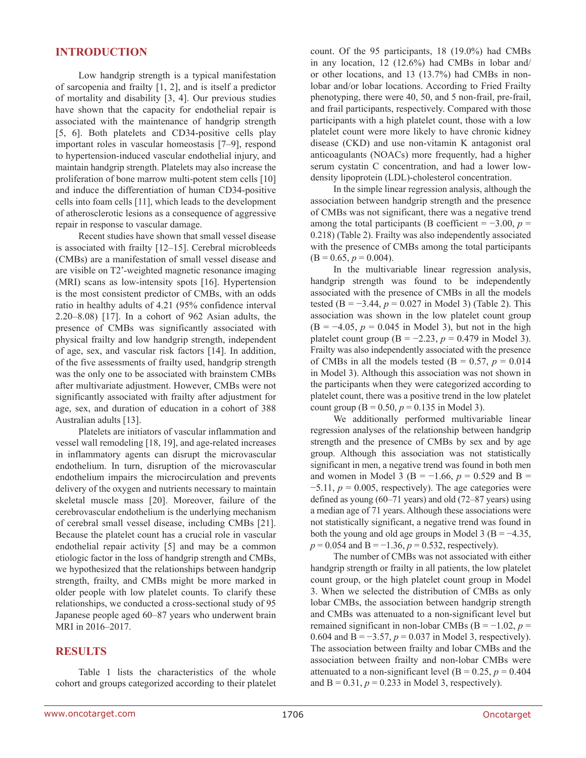## INTRODUCTION

Low handgrip strength is a typical manifestation of sarcopenia and frailty [1, 2], and is itself a predictor of mortality and disability [3, 4]. Our previous studies have shown that the capacity for endothelial repair is associated with the maintenance of handgrip strength [5, 6]. Both platelets and CD34-positive cells play important roles in vascular homeostasis [7–9], respond to hypertension-induced vascular endothelial injury, and maintain handgrip strength. Platelets may also increase the proliferation of bone marrow multi-potent stem cells [10] and induce the differentiation of human CD34-positive cells into foam cells [11], which leads to the development of atherosclerotic lesions as a consequence of aggressive repair in response to vascular damage.

Recent studies have shown that small vessel disease is associated with frailty [12–15]. Cerebral microbleeds (CMBs) are a manifestation of small vessel disease and are visible on T2*-weighted magnetic resonance imaging (MRI) scans as low-intensity spots [16]. Hypertension is the most consistent predictor of CMBs, with an odds ratio in healthy adults of 4.21 (95% confidence interval 2.20–8.08) [17]. In a cohort of 962 Asian adults, the presence of CMBs was significantly associated with physical frailty and low handgrip strength, independent of age, sex, and vascular risk factors [14]. In addition, of the five assessments of frailty used, handgrip strength was the only one to be associated with brainstem CMBs after multivariate adjustment. However, CMBs were not significantly associated with frailty after adjustment for age, sex, and duration of education in a cohort of 388 Australian adults [13].

Platelets are initiators of vascular inflammation and vessel wall remodeling [18, 19], and age-related increases in inflammatory agents can disrupt the microvascular endothelium. In turn, disruption of the microvascular endothelium impairs the microcirculation and prevents delivery of the oxygen and nutrients necessary to maintain skeletal muscle mass [20]. Moreover, failure of the cerebrovascular endothelium is the underlying mechanism of cerebral small vessel disease, including CMBs [21]. Because the platelet count has a crucial role in vascular endothelial repair activity [5] and may be a common etiologic factor in the loss of handgrip strength and CMBs, we hypothesized that the relationships between handgrip strength, frailty, and CMBs might be more marked in older people with low platelet counts. To clarify these relationships, we conducted a cross-sectional study of 95 Japanese people aged 60–87 years who underwent brain MRI in 2016–2017.

## RESULTS

Table 1 lists the characteristics of the whole cohort and groups categorized according to their platelet count. Of the 95 participants, 18 (19.0%) had CMBs in any location, 12 (12.6%) had CMBs in lobar and/or other locations, and 13 (13.7%) had CMBs in non-lobar and/or lobar locations. According to Fried Frailty phenotyping, there were 40, 50, and 5 non-frail, pre-frail, and frail participants, respectively. Compared with those participants with a high platelet count, those with a low platelet count were more likely to have chronic kidney disease (CKD) and use non-vitamin K antagonist oral anticoagulants (NOACs) more frequently, had a higher serum cystatin C concentration, and had a lower low-density lipoprotein (LDL)-cholesterol concentration.

In the simple linear regression analysis, although the association between handgrip strength and the presence of CMBs was not significant, there was a negative trend among the total participants (B coefficient = −3.00, $p$ = 0.218) (Table 2). Frailty was also independently associated with the presence of CMBs among the total participants (B = 0.65, $p$ = 0.004).

In the multivariable linear regression analysis, handgrip strength was found to be independently associated with the presence of CMBs in all the models tested (B = −3.44, $p$ = 0.027 in Model 3) (Table 2). This association was shown in the low platelet count group (B = −4.05, $p$ = 0.045 in Model 3), but not in the high platelet count group (B = −2.23, $p$ = 0.479 in Model 3). Frailty was also independently associated with the presence of CMBs in all the models tested (B = 0.57, $p$ = 0.014 in Model 3). Although this association was not shown in the participants when they were categorized according to platelet count, there was a positive trend in the low platelet count group (B = 0.50, $p$ = 0.135 in Model 3).

We additionally performed multivariable linear regression analyses of the relationship between handgrip strength and the presence of CMBs by sex and by age group. Although this association was not statistically significant in men, a negative trend was found in both men and women in Model 3 (B = −1.66, $p$ = 0.529 and B = −5.11, $p$ = 0.005, respectively). The age categories were defined as young (60–71 years) and old (72–87 years) using a median age of 71 years. Although these associations were not statistically significant, a negative trend was found in both the young and old age groups in Model 3 (B = −4.35, $p$ = 0.054 and B = −1.36, $p$ = 0.532, respectively).

The number of CMBs was not associated with either handgrip strength or frailty in all patients, the low platelet count group, or the high platelet count group in Model 3. When we selected the distribution of CMBs as only lobar CMBs, the association between handgrip strength and CMBs was attenuated to a non-significant level but remained significant in non-lobar CMBs (B = −1.02, $p$ = 0.604 and B = −3.57, $p$ = 0.037 in Model 3, respectively). The association between frailty and lobar CMBs and the association between frailty and non-lobar CMBs were attenuated to a non-significant level (B = 0.25, $p$ = 0.404 and B = 0.31, $p$ = 0.233 in Model 3, respectively).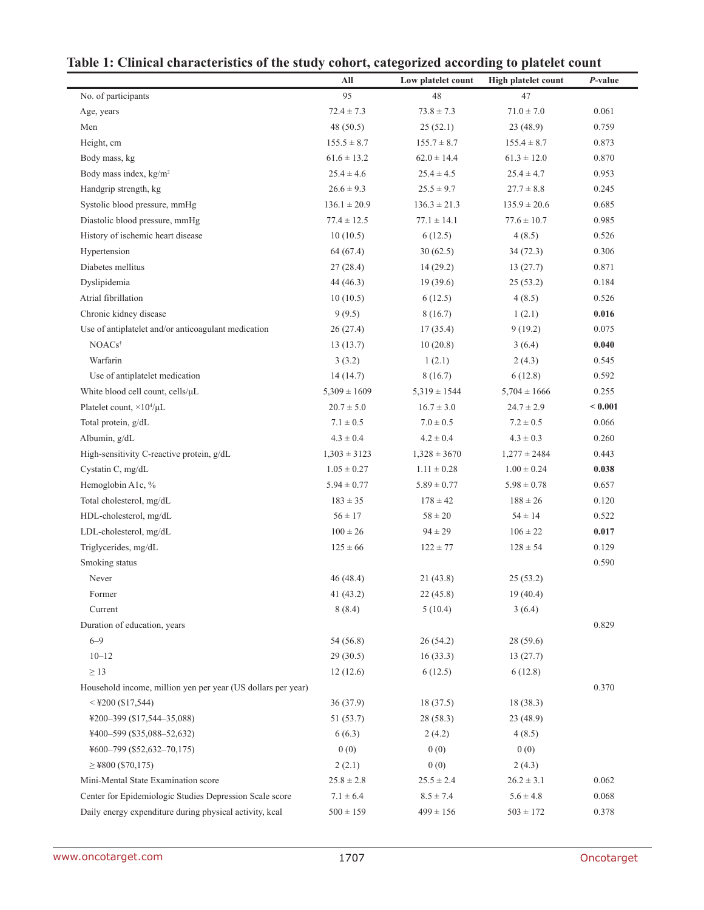**Table 1: Clinical characteristics of the study cohort, categorized according to platelet count**

| | All | Low platelet count | High platelet count | *P*-value |
|---|---|---|---|---|
| No. of participants | 95 | 48 | 47 | |
| Age, years | 72.4 ± 7.3 | 73.8 ± 7.3 | 71.0 ± 7.0 | 0.061 |
| Men | 48 (50.5) | 25 (52.1) | 23 (48.9) | 0.759 |
| Height, cm | 155.5 ± 8.7 | 155.7 ± 8.7 | 155.4 ± 8.7 | 0.873 |
| Body mass, kg | 61.6 ± 13.2 | 62.0 ± 14.4 | 61.3 ± 12.0 | 0.870 |
| Body mass index, kg/m$^2$ | 25.4 ± 4.6 | 25.4 ± 4.5 | 25.4 ± 4.7 | 0.953 |
| Handgrip strength, kg | 26.6 ± 9.3 | 25.5 ± 9.7 | 27.7 ± 8.8 | 0.245 |
| Systolic blood pressure, mmHg | 136.1 ± 20.9 | 136.3 ± 21.3 | 135.9 ± 20.6 | 0.685 |
| Diastolic blood pressure, mmHg | 77.4 ± 12.5 | 77.1 ± 14.1 | 77.6 ± 10.7 | 0.985 |
| History of ischemic heart disease | 10 (10.5) | 6 (12.5) | 4 (8.5) | 0.526 |
| Hypertension | 64 (67.4) | 30 (62.5) | 34 (72.3) | 0.306 |
| Diabetes mellitus | 27 (28.4) | 14 (29.2) | 13 (27.7) | 0.871 |
| Dyslipidemia | 44 (46.3) | 19 (39.6) | 25 (53.2) | 0.184 |
| Atrial fibrillation | 10 (10.5) | 6 (12.5) | 4 (8.5) | 0.526 |
| Chronic kidney disease | 9 (9.5) | 8 (16.7) | 1 (2.1) | **0.016** |
| Use of antiplatelet and/or anticoagulant medication | 26 (27.4) | 17 (35.4) | 9 (19.2) | 0.075 |
| NOACs[†] | 13 (13.7) | 10 (20.8) | 3 (6.4) | **0.040** |
| Warfarin | 3 (3.2) | 1 (2.1) | 2 (4.3) | 0.545 |
| Use of antiplatelet medication | 14 (14.7) | 8 (16.7) | 6 (12.8) | 0.592 |
| White blood cell count, cells/μL | 5,309 ± 1609 | 5,319 ± 1544 | 5,704 ± 1666 | 0.255 |
| Platelet count, ×10$^4$/μL | 20.7 ± 5.0 | 16.7 ± 3.0 | 24.7 ± 2.9 | **< 0.001** |
| Total protein, g/dL | 7.1 ± 0.5 | 7.0 ± 0.5 | 7.2 ± 0.5 | 0.066 |
| Albumin, g/dL | 4.3 ± 0.4 | 4.2 ± 0.4 | 4.3 ± 0.3 | 0.260 |
| High-sensitivity C-reactive protein, g/dL | 1,303 ± 3123 | 1,328 ± 3670 | 1,277 ± 2484 | 0.443 |
| Cystatin C, mg/dL | 1.05 ± 0.27 | 1.11 ± 0.28 | 1.00 ± 0.24 | **0.038** |
| Hemoglobin A1c, % | 5.94 ± 0.77 | 5.89 ± 0.77 | 5.98 ± 0.78 | 0.657 |
| Total cholesterol, mg/dL | 183 ± 35 | 178 ± 42 | 188 ± 26 | 0.120 |
| HDL-cholesterol, mg/dL | 56 ± 17 | 58 ± 20 | 54 ± 14 | 0.522 |
| LDL-cholesterol, mg/dL | 100 ± 26 | 94 ± 29 | 106 ± 22 | **0.017** |
| Triglycerides, mg/dL | 125 ± 66 | 122 ± 77 | 128 ± 54 | 0.129 |
| Smoking status | | | | 0.590 |
| Never | 46 (48.4) | 21 (43.8) | 25 (53.2) | |
| Former | 41 (43.2) | 22 (45.8) | 19 (40.4) | |
| Current | 8 (8.4) | 5 (10.4) | 3 (6.4) | |
| Duration of education, years | | | | 0.829 |
| 6–9 | 54 (56.8) | 26 (54.2) | 28 (59.6) | |
| 10–12 | 29 (30.5) | 16 (33.3) | 13 (27.7) | |
| ≥ 13 | 12 (12.6) | 6 (12.5) | 6 (12.8) | |
| Household income, million yen per year (US dollars per year) | | | | 0.370 |
| < ¥200 ($17,544) | 36 (37.9) | 18 (37.5) | 18 (38.3) | |
| ¥200–399 ($17,544–35,088) | 51 (53.7) | 28 (58.3) | 23 (48.9) | |
| ¥400–599 ($35,088–52,632) | 6 (6.3) | 2 (4.2) | 4 (8.5) | |
| ¥600–799 ($52,632–70,175) | 0 (0) | 0 (0) | 0 (0) | |
| ≥ ¥800 ($70,175) | 2 (2.1) | 0 (0) | 2 (4.3) | |
| Mini-Mental State Examination score | 25.8 ± 2.8 | 25.5 ± 2.4 | 26.2 ± 3.1 | 0.062 |
| Center for Epidemiologic Studies Depression Scale score | 7.1 ± 6.4 | 8.5 ± 7.4 | 5.6 ± 4.8 | 0.068 |
| Daily energy expenditure during physical activity, kcal | 500 ± 159 | 499 ± 156 | 503 ± 172 | 0.378 |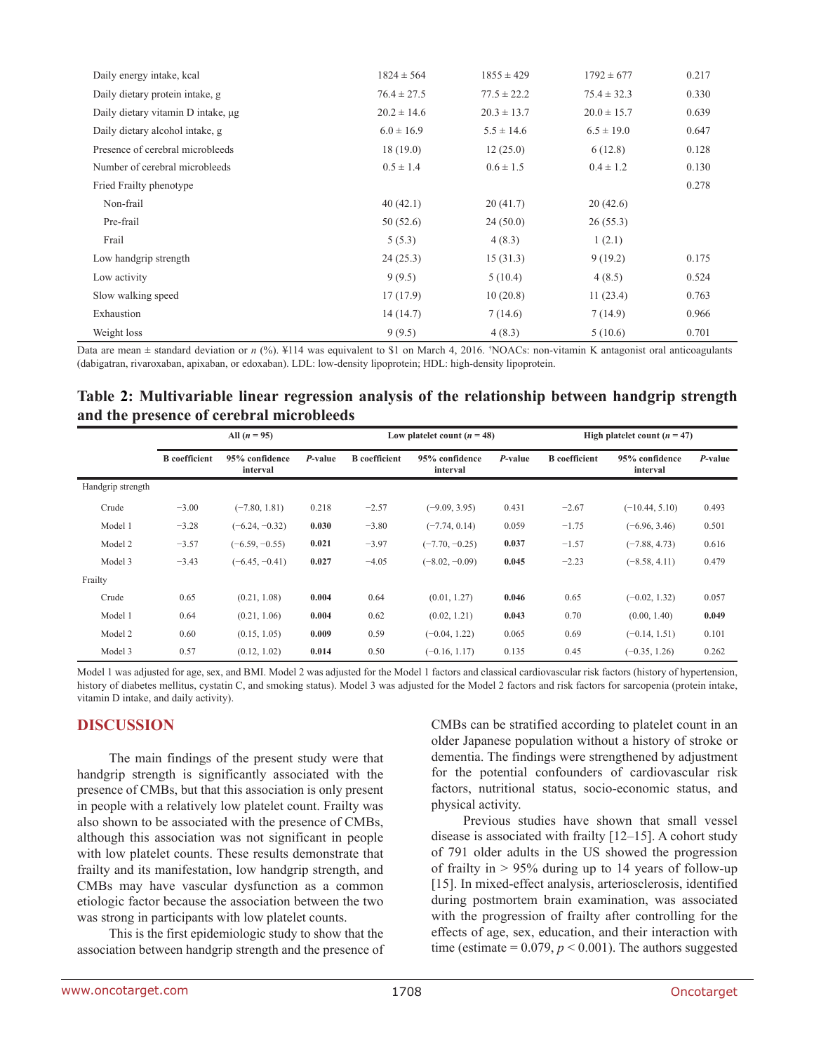| | | | | |
|---|---|---|---|---|
| Daily energy intake, kcal | 1824 ± 564 | 1855 ± 429 | 1792 ± 677 | 0.217 |
| Daily dietary protein intake, g | 76.4 ± 27.5 | 77.5 ± 22.2 | 75.4 ± 32.3 | 0.330 |
| Daily dietary vitamin D intake, μg | 20.2 ± 14.6 | 20.3 ± 13.7 | 20.0 ± 15.7 | 0.639 |
| Daily dietary alcohol intake, g | 6.0 ± 16.9 | 5.5 ± 14.6 | 6.5 ± 19.0 | 0.647 |
| Presence of cerebral microbleeds | 18 (19.0) | 12 (25.0) | 6 (12.8) | 0.128 |
| Number of cerebral microbleeds | 0.5 ± 1.4 | 0.6 ± 1.5 | 0.4 ± 1.2 | 0.130 |
| Fried Frailty phenotype | | | | 0.278 |
| Non-frail | 40 (42.1) | 20 (41.7) | 20 (42.6) | |
| Pre-frail | 50 (52.6) | 24 (50.0) | 26 (55.3) | |
| Frail | 5 (5.3) | 4 (8.3) | 1 (2.1) | |
| Low handgrip strength | 24 (25.3) | 15 (31.3) | 9 (19.2) | 0.175 |
| Low activity | 9 (9.5) | 5 (10.4) | 4 (8.5) | 0.524 |
| Slow walking speed | 17 (17.9) | 10 (20.8) | 11 (23.4) | 0.763 |
| Exhaustion | 14 (14.7) | 7 (14.6) | 7 (14.9) | 0.966 |
| Weight loss | 9 (9.5) | 4 (8.3) | 5 (10.6) | 0.701 |

Data are mean ± standard deviation or *n* (%). ¥114 was equivalent to $1 on March 4, 2016. †NOACs: non-vitamin K antagonist oral anticoagulants (dabigatran, rivaroxaban, apixaban, or edoxaban). LDL: low-density lipoprotein; HDL: high-density lipoprotein.

**Table 2: Multivariable linear regression analysis of the relationship between handgrip strength and the presence of cerebral microbleeds**

| | All (*n* = 95) | | | Low platelet count (*n* = 48) | | | High platelet count (*n* = 47) | | |
|---|---|---|---|---|---|---|---|---|---|
| | B coefficient | 95% confidence interval | *P*-value | B coefficient | 95% confidence interval | *P*-value | B coefficient | 95% confidence interval | *P*-value |
| Handgrip strength | | | | | | | | | |
| Crude | −3.00 | (−7.80, 1.81) | 0.218 | −2.57 | (−9.09, 3.95) | 0.431 | −2.67 | (−10.44, 5.10) | 0.493 |
| Model 1 | −3.28 | (−6.24, −0.32) | **0.030** | −3.80 | (−7.74, 0.14) | 0.059 | −1.75 | (−6.96, 3.46) | 0.501 |
| Model 2 | −3.57 | (−6.59, −0.55) | **0.021** | −3.97 | (−7.70, −0.25) | **0.037** | −1.57 | (−7.88, 4.73) | 0.616 |
| Model 3 | −3.43 | (−6.45, −0.41) | **0.027** | −4.05 | (−8.02, −0.09) | **0.045** | −2.23 | (−8.58, 4.11) | 0.479 |
| Frailty | | | | | | | | | |
| Crude | 0.65 | (0.21, 1.08) | **0.004** | 0.64 | (0.01, 1.27) | **0.046** | 0.65 | (−0.02, 1.32) | 0.057 |
| Model 1 | 0.64 | (0.21, 1.06) | **0.004** | 0.62 | (0.02, 1.21) | **0.043** | 0.70 | (0.00, 1.40) | **0.049** |
| Model 2 | 0.60 | (0.15, 1.05) | **0.009** | 0.59 | (−0.04, 1.22) | 0.065 | 0.69 | (−0.14, 1.51) | 0.101 |
| Model 3 | 0.57 | (0.12, 1.02) | **0.014** | 0.50 | (−0.16, 1.17) | 0.135 | 0.45 | (−0.35, 1.26) | 0.262 |

Model 1 was adjusted for age, sex, and BMI. Model 2 was adjusted for the Model 1 factors and classical cardiovascular risk factors (history of hypertension, history of diabetes mellitus, cystatin C, and smoking status). Model 3 was adjusted for the Model 2 factors and risk factors for sarcopenia (protein intake, vitamin D intake, and daily activity).

## DISCUSSION

The main findings of the present study were that handgrip strength is significantly associated with the presence of CMBs, but that this association is only present in people with a relatively low platelet count. Frailty was also shown to be associated with the presence of CMBs, although this association was not significant in people with low platelet counts. These results demonstrate that frailty and its manifestation, low handgrip strength, and CMBs may have vascular dysfunction as a common etiologic factor because the association between the two was strong in participants with low platelet counts.

This is the first epidemiologic study to show that the association between handgrip strength and the presence of CMBs can be stratified according to platelet count in an older Japanese population without a history of stroke or dementia. The findings were strengthened by adjustment for the potential confounders of cardiovascular risk factors, nutritional status, socio-economic status, and physical activity.

Previous studies have shown that small vessel disease is associated with frailty [12–15]. A cohort study of 791 older adults in the US showed the progression of frailty in > 95% during up to 14 years of follow-up [15]. In mixed-effect analysis, arteriosclerosis, identified during postmortem brain examination, was associated with the progression of frailty after controlling for the effects of age, sex, education, and their interaction with time (estimate = 0.079, $p < 0.001$). The authors suggested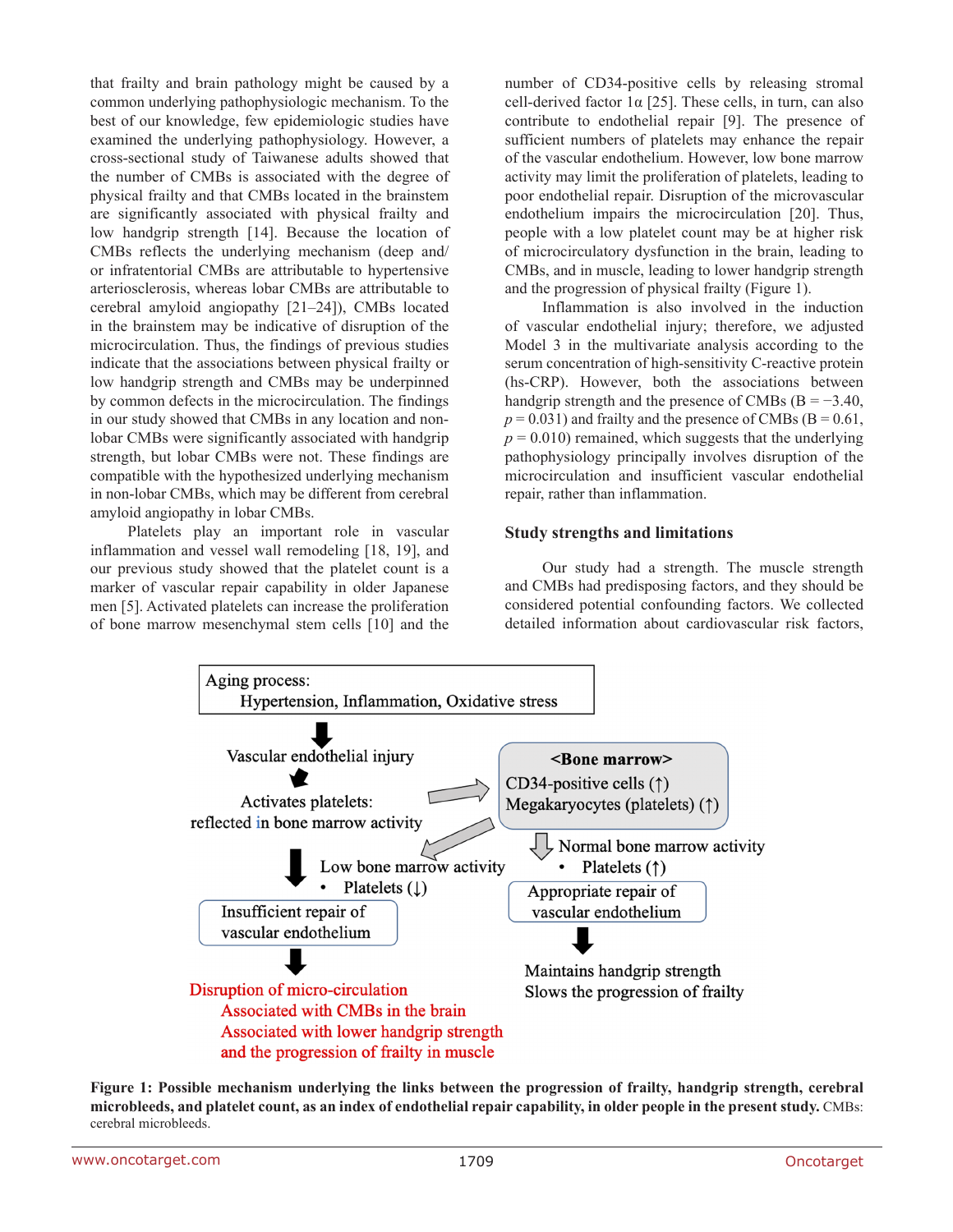that frailty and brain pathology might be caused by a common underlying pathophysiologic mechanism. To the best of our knowledge, few epidemiologic studies have examined the underlying pathophysiology. However, a cross-sectional study of Taiwanese adults showed that the number of CMBs is associated with the degree of physical frailty and that CMBs located in the brainstem are significantly associated with physical frailty and low handgrip strength [14]. Because the location of CMBs reflects the underlying mechanism (deep and/or infratentorial CMBs are attributable to hypertensive arteriosclerosis, whereas lobar CMBs are attributable to cerebral amyloid angiopathy [21–24]), CMBs located in the brainstem may be indicative of disruption of the microcirculation. Thus, the findings of previous studies indicate that the associations between physical frailty or low handgrip strength and CMBs may be underpinned by common defects in the microcirculation. The findings in our study showed that CMBs in any location and non-lobar CMBs were significantly associated with handgrip strength, but lobar CMBs were not. These findings are compatible with the hypothesized underlying mechanism in non-lobar CMBs, which may be different from cerebral amyloid angiopathy in lobar CMBs.

Platelets play an important role in vascular inflammation and vessel wall remodeling [18, 19], and our previous study showed that the platelet count is a marker of vascular repair capability in older Japanese men [5]. Activated platelets can increase the proliferation of bone marrow mesenchymal stem cells [10] and the number of CD34-positive cells by releasing stromal cell-derived factor 1α [25]. These cells, in turn, can also contribute to endothelial repair [9]. The presence of sufficient numbers of platelets may enhance the repair of the vascular endothelium. However, low bone marrow activity may limit the proliferation of platelets, leading to poor endothelial repair. Disruption of the microvascular endothelium impairs the microcirculation [20]. Thus, people with a low platelet count may be at higher risk of microcirculatory dysfunction in the brain, leading to CMBs, and in muscle, leading to lower handgrip strength and the progression of physical frailty (Figure 1).

Inflammation is also involved in the induction of vascular endothelial injury; therefore, we adjusted Model 3 in the multivariate analysis according to the serum concentration of high-sensitivity C-reactive protein (hs-CRP). However, both the associations between handgrip strength and the presence of CMBs ($B = -3.40$, $p = 0.031$) and frailty and the presence of CMBs ($B = 0.61$, $p = 0.010$) remained, which suggests that the underlying pathophysiology principally involves disruption of the microcirculation and insufficient vascular endothelial repair, rather than inflammation.

## Study strengths and limitations

Our study had a strength. The muscle strength and CMBs had predisposing factors, and they should be considered potential confounding factors. We collected detailed information about cardiovascular risk factors,

Aging process:
Hypertension, Inflammation, Oxidative stress

Vascular endothelial injury

Activates platelets:
reflected in bone marrow activity

<Bone marrow>
CD34-positive cells (↑)
Megakaryocytes (platelets) (↑)

Low bone marrow activity
- Platelets (↓)

Normal bone marrow activity
- Platelets (↑)

Insufficient repair of vascular endothelium

Appropriate repair of vascular endothelium

Disruption of micro-circulation
Associated with CMBs in the brain
Associated with lower handgrip strength and the progression of frailty in muscle

Maintains handgrip strength
Slows the progression of frailty

**Figure 1: Possible mechanism underlying the links between the progression of frailty, handgrip strength, cerebral microbleeds, and platelet count, as an index of endothelial repair capability, in older people in the present study.** CMBs: cerebral microbleeds.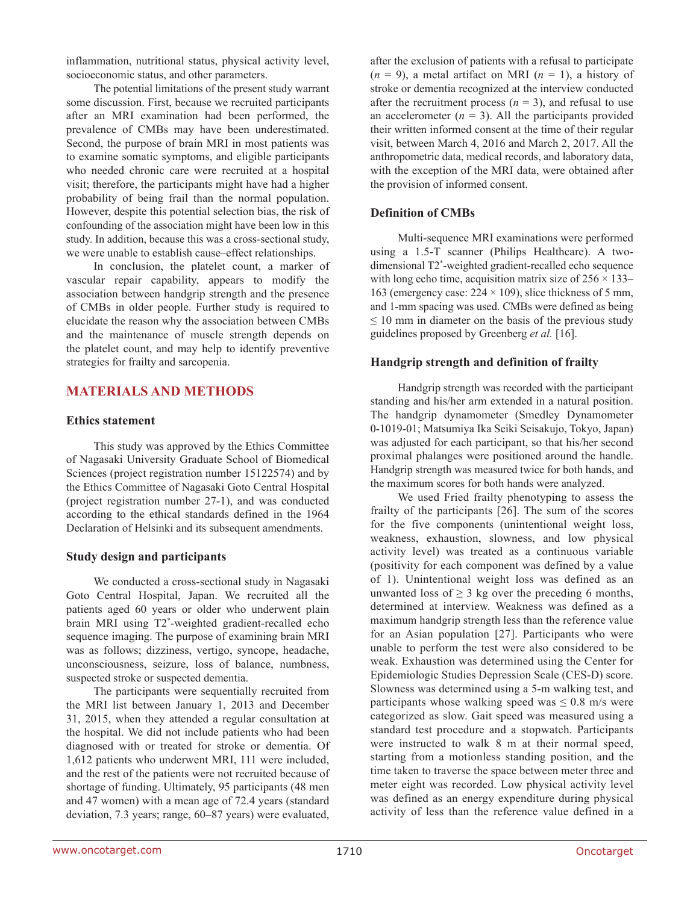inflammation, nutritional status, physical activity level, socioeconomic status, and other parameters.

The potential limitations of the present study warrant some discussion. First, because we recruited participants after an MRI examination had been performed, the prevalence of CMBs may have been underestimated. Second, the purpose of brain MRI in most patients was to examine somatic symptoms, and eligible participants who needed chronic care were recruited at a hospital visit; therefore, the participants might have had a higher probability of being frail than the normal population. However, despite this potential selection bias, the risk of confounding of the association might have been low in this study. In addition, because this was a cross-sectional study, we were unable to establish cause–effect relationships.

In conclusion, the platelet count, a marker of vascular repair capability, appears to modify the association between handgrip strength and the presence of CMBs in older people. Further study is required to elucidate the reason why the association between CMBs and the maintenance of muscle strength depends on the platelet count, and may help to identify preventive strategies for frailty and sarcopenia.

## MATERIALS AND METHODS

### Ethics statement

This study was approved by the Ethics Committee of Nagasaki University Graduate School of Biomedical Sciences (project registration number 15122574) and by the Ethics Committee of Nagasaki Goto Central Hospital (project registration number 27-1), and was conducted according to the ethical standards defined in the 1964 Declaration of Helsinki and its subsequent amendments.

### Study design and participants

We conducted a cross-sectional study in Nagasaki Goto Central Hospital, Japan. We recruited all the patients aged 60 years or older who underwent plain brain MRI using T2*-weighted gradient-recalled echo sequence imaging. The purpose of examining brain MRI was as follows; dizziness, vertigo, syncope, headache, unconsciousness, seizure, loss of balance, numbness, suspected stroke or suspected dementia.

The participants were sequentially recruited from the MRI list between January 1, 2013 and December 31, 2015, when they attended a regular consultation at the hospital. We did not include patients who had been diagnosed with or treated for stroke or dementia. Of 1,612 patients who underwent MRI, 111 were included, and the rest of the patients were not recruited because of shortage of funding. Ultimately, 95 participants (48 men and 47 women) with a mean age of 72.4 years (standard deviation, 7.3 years; range, 60–87 years) were evaluated, after the exclusion of patients with a refusal to participate ($n$ = 9), a metal artifact on MRI ($n$ = 1), a history of stroke or dementia recognized at the interview conducted after the recruitment process ($n$ = 3), and refusal to use an accelerometer ($n$ = 3). All the participants provided their written informed consent at the time of their regular visit, between March 4, 2016 and March 2, 2017. All the anthropometric data, medical records, and laboratory data, with the exception of the MRI data, were obtained after the provision of informed consent.

### Definition of CMBs

Multi-sequence MRI examinations were performed using a 1.5-T scanner (Philips Healthcare). A two-dimensional T2*-weighted gradient-recalled echo sequence with long echo time, acquisition matrix size of 256 × 133–163 (emergency case: 224 × 109), slice thickness of 5 mm, and 1-mm spacing was used. CMBs were defined as being ≤ 10 mm in diameter on the basis of the previous study guidelines proposed by Greenberg *et al.* [16].

### Handgrip strength and definition of frailty

Handgrip strength was recorded with the participant standing and his/her arm extended in a natural position. The handgrip dynamometer (Smedley Dynamometer 0-1019-01; Matsumiya Ika Seiki Seisakujo, Tokyo, Japan) was adjusted for each participant, so that his/her second proximal phalanges were positioned around the handle. Handgrip strength was measured twice for both hands, and the maximum scores for both hands were analyzed.

We used Fried frailty phenotyping to assess the frailty of the participants [26]. The sum of the scores for the five components (unintentional weight loss, weakness, exhaustion, slowness, and low physical activity level) was treated as a continuous variable (positivity for each component was defined by a value of 1). Unintentional weight loss was defined as an unwanted loss of ≥ 3 kg over the preceding 6 months, determined at interview. Weakness was defined as a maximum handgrip strength less than the reference value for an Asian population [27]. Participants who were unable to perform the test were also considered to be weak. Exhaustion was determined using the Center for Epidemiologic Studies Depression Scale (CES-D) score. Slowness was determined using a 5-m walking test, and participants whose walking speed was ≤ 0.8 m/s were categorized as slow. Gait speed was measured using a standard test procedure and a stopwatch. Participants were instructed to walk 8 m at their normal speed, starting from a motionless standing position, and the time taken to traverse the space between meter three and meter eight was recorded. Low physical activity level was defined as an energy expenditure during physical activity of less than the reference value defined in a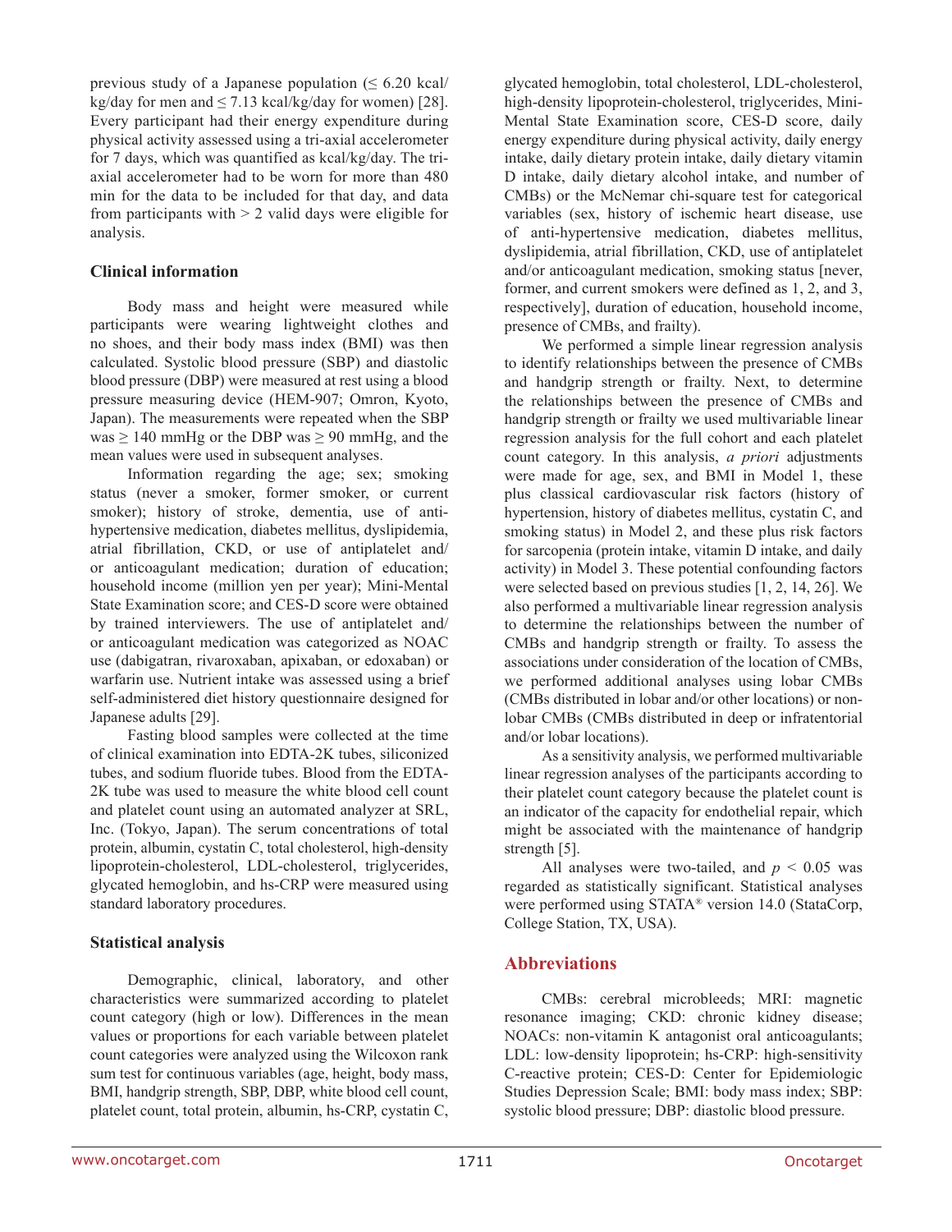previous study of a Japanese population (≤ 6.20 kcal/kg/day for men and ≤ 7.13 kcal/kg/day for women) [28]. Every participant had their energy expenditure during physical activity assessed using a tri-axial accelerometer for 7 days, which was quantified as kcal/kg/day. The tri-axial accelerometer had to be worn for more than 480 min for the data to be included for that day, and data from participants with > 2 valid days were eligible for analysis.

### Clinical information

Body mass and height were measured while participants were wearing lightweight clothes and no shoes, and their body mass index (BMI) was then calculated. Systolic blood pressure (SBP) and diastolic blood pressure (DBP) were measured at rest using a blood pressure measuring device (HEM-907; Omron, Kyoto, Japan). The measurements were repeated when the SBP was ≥ 140 mmHg or the DBP was ≥ 90 mmHg, and the mean values were used in subsequent analyses.

Information regarding the age; sex; smoking status (never a smoker, former smoker, or current smoker); history of stroke, dementia, use of anti-hypertensive medication, diabetes mellitus, dyslipidemia, atrial fibrillation, CKD, or use of antiplatelet and/or anticoagulant medication; duration of education; household income (million yen per year); Mini-Mental State Examination score; and CES-D score were obtained by trained interviewers. The use of antiplatelet and/or anticoagulant medication was categorized as NOAC use (dabigatran, rivaroxaban, apixaban, or edoxaban) or warfarin use. Nutrient intake was assessed using a brief self-administered diet history questionnaire designed for Japanese adults [29].

Fasting blood samples were collected at the time of clinical examination into EDTA-2K tubes, siliconized tubes, and sodium fluoride tubes. Blood from the EDTA-2K tube was used to measure the white blood cell count and platelet count using an automated analyzer at SRL, Inc. (Tokyo, Japan). The serum concentrations of total protein, albumin, cystatin C, total cholesterol, high-density lipoprotein-cholesterol, LDL-cholesterol, triglycerides, glycated hemoglobin, and hs-CRP were measured using standard laboratory procedures.

### Statistical analysis

Demographic, clinical, laboratory, and other characteristics were summarized according to platelet count category (high or low). Differences in the mean values or proportions for each variable between platelet count categories were analyzed using the Wilcoxon rank sum test for continuous variables (age, height, body mass, BMI, handgrip strength, SBP, DBP, white blood cell count, platelet count, total protein, albumin, hs-CRP, cystatin C, glycated hemoglobin, total cholesterol, LDL-cholesterol, high-density lipoprotein-cholesterol, triglycerides, Mini-Mental State Examination score, CES-D score, daily energy expenditure during physical activity, daily energy intake, daily dietary protein intake, daily dietary vitamin D intake, daily dietary alcohol intake, and number of CMBs) or the McNemar chi-square test for categorical variables (sex, history of ischemic heart disease, use of anti-hypertensive medication, diabetes mellitus, dyslipidemia, atrial fibrillation, CKD, use of antiplatelet and/or anticoagulant medication, smoking status [never, former, and current smokers were defined as 1, 2, and 3, respectively], duration of education, household income, presence of CMBs, and frailty).

We performed a simple linear regression analysis to identify relationships between the presence of CMBs and handgrip strength or frailty. Next, to determine the relationships between the presence of CMBs and handgrip strength or frailty we used multivariable linear regression analysis for the full cohort and each platelet count category. In this analysis, *a priori* adjustments were made for age, sex, and BMI in Model 1, these plus classical cardiovascular risk factors (history of hypertension, history of diabetes mellitus, cystatin C, and smoking status) in Model 2, and these plus risk factors for sarcopenia (protein intake, vitamin D intake, and daily activity) in Model 3. These potential confounding factors were selected based on previous studies [1, 2, 14, 26]. We also performed a multivariable linear regression analysis to determine the relationships between the number of CMBs and handgrip strength or frailty. To assess the associations under consideration of the location of CMBs, we performed additional analyses using lobar CMBs (CMBs distributed in lobar and/or other locations) or non-lobar CMBs (CMBs distributed in deep or infratentorial and/or lobar locations).

As a sensitivity analysis, we performed multivariable linear regression analyses of the participants according to their platelet count category because the platelet count is an indicator of the capacity for endothelial repair, which might be associated with the maintenance of handgrip strength [5].

All analyses were two-tailed, and $p < 0.05$ was regarded as statistically significant. Statistical analyses were performed using STATA® version 14.0 (StataCorp, College Station, TX, USA).

## Abbreviations

CMBs: cerebral microbleeds; MRI: magnetic resonance imaging; CKD: chronic kidney disease; NOACs: non-vitamin K antagonist oral anticoagulants; LDL: low-density lipoprotein; hs-CRP: high-sensitivity C-reactive protein; CES-D: Center for Epidemiologic Studies Depression Scale; BMI: body mass index; SBP: systolic blood pressure; DBP: diastolic blood pressure.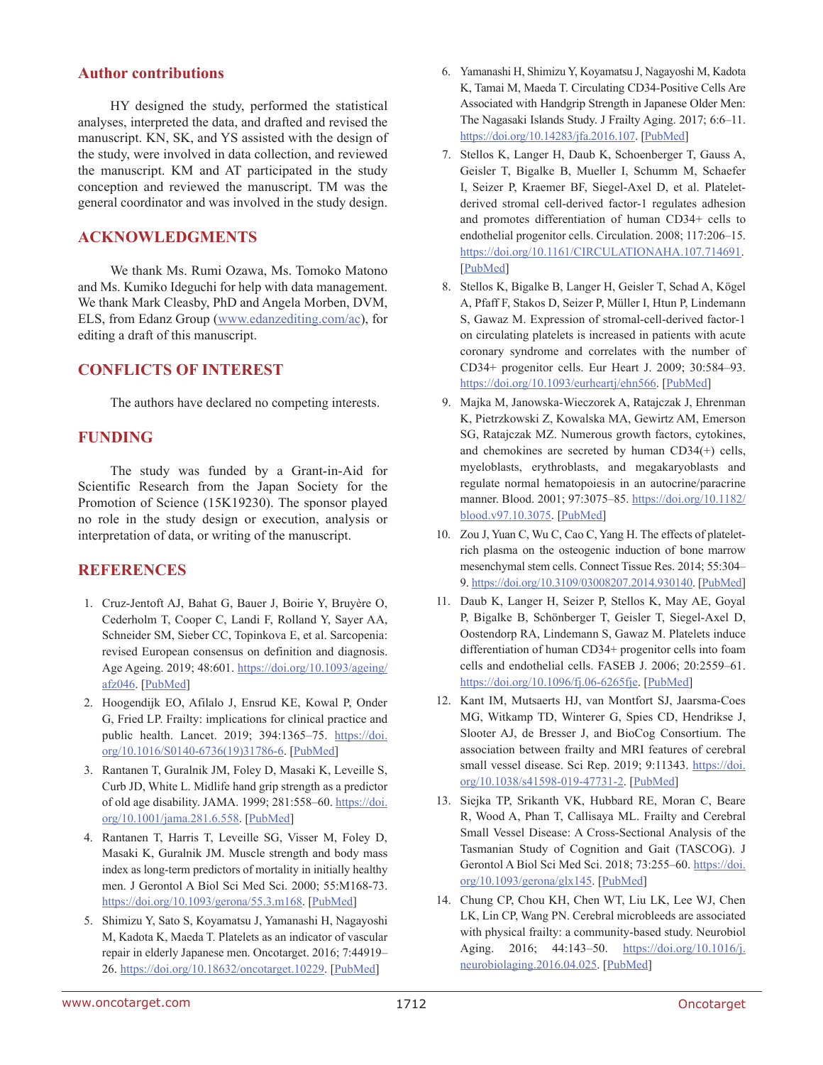## Author contributions

HY designed the study, performed the statistical analyses, interpreted the data, and drafted and revised the manuscript. KN, SK, and YS assisted with the design of the study, were involved in data collection, and reviewed the manuscript. KM and AT participated in the study conception and reviewed the manuscript. TM was the general coordinator and was involved in the study design.

## ACKNOWLEDGMENTS

We thank Ms. Rumi Ozawa, Ms. Tomoko Matono and Ms. Kumiko Ideguchi for help with data management. We thank Mark Cleasby, PhD and Angela Morben, DVM, ELS, from Edanz Group (www.edanzediting.com/ac), for editing a draft of this manuscript.

## CONFLICTS OF INTEREST

The authors have declared no competing interests.

## FUNDING

The study was funded by a Grant-in-Aid for Scientific Research from the Japan Society for the Promotion of Science (15K19230). The sponsor played no role in the study design or execution, analysis or interpretation of data, or writing of the manuscript.

## REFERENCES

1. Cruz-Jentoft AJ, Bahat G, Bauer J, Boirie Y, Bruyère O, Cederholm T, Cooper C, Landi F, Rolland Y, Sayer AA, Schneider SM, Sieber CC, Topinkova E, et al. Sarcopenia: revised European consensus on definition and diagnosis. Age Ageing. 2019; 48:601. https://doi.org/10.1093/ageing/afz046. [PubMed]
2. Hoogendijk EO, Afilalo J, Ensrud KE, Kowal P, Onder G, Fried LP. Frailty: implications for clinical practice and public health. Lancet. 2019; 394:1365–75. https://doi.org/10.1016/S0140-6736(19)31786-6. [PubMed]
3. Rantanen T, Guralnik JM, Foley D, Masaki K, Leveille S, Curb JD, White L. Midlife hand grip strength as a predictor of old age disability. JAMA. 1999; 281:558–60. https://doi.org/10.1001/jama.281.6.558. [PubMed]
4. Rantanen T, Harris T, Leveille SG, Visser M, Foley D, Masaki K, Guralnik JM. Muscle strength and body mass index as long-term predictors of mortality in initially healthy men. J Gerontol A Biol Sci Med Sci. 2000; 55:M168-73. https://doi.org/10.1093/gerona/55.3.m168. [PubMed]
5. Shimizu Y, Sato S, Koyamatsu J, Yamanashi H, Nagayoshi M, Kadota K, Maeda T. Platelets as an indicator of vascular repair in elderly Japanese men. Oncotarget. 2016; 7:44919–26. https://doi.org/10.18632/oncotarget.10229. [PubMed]
6. Yamanashi H, Shimizu Y, Koyamatsu J, Nagayoshi M, Kadota K, Tamai M, Maeda T. Circulating CD34-Positive Cells Are Associated with Handgrip Strength in Japanese Older Men: The Nagasaki Islands Study. J Frailty Aging. 2017; 6:6–11. https://doi.org/10.14283/jfa.2016.107. [PubMed]
7. Stellos K, Langer H, Daub K, Schoenberger T, Gauss A, Geisler T, Bigalke B, Mueller I, Schumm M, Schaefer I, Seizer P, Kraemer BF, Siegel-Axel D, et al. Platelet-derived stromal cell-derived factor-1 regulates adhesion and promotes differentiation of human CD34+ cells to endothelial progenitor cells. Circulation. 2008; 117:206–15. https://doi.org/10.1161/CIRCULATIONAHA.107.714691. [PubMed]
8. Stellos K, Bigalke B, Langer H, Geisler T, Schad A, Kögel A, Pfaff F, Stakos D, Seizer P, Müller I, Htun P, Lindemann S, Gawaz M. Expression of stromal-cell-derived factor-1 on circulating platelets is increased in patients with acute coronary syndrome and correlates with the number of CD34+ progenitor cells. Eur Heart J. 2009; 30:584–93. https://doi.org/10.1093/eurheartj/ehn566. [PubMed]
9. Majka M, Janowska-Wieczorek A, Ratajczak J, Ehrenman K, Pietrzkowski Z, Kowalska MA, Gewirtz AM, Emerson SG, Ratajczak MZ. Numerous growth factors, cytokines, and chemokines are secreted by human CD34(+) cells, myeloblasts, erythroblasts, and megakaryoblasts and regulate normal hematopoiesis in an autocrine/paracrine manner. Blood. 2001; 97:3075–85. https://doi.org/10.1182/blood.v97.10.3075. [PubMed]
10. Zou J, Yuan C, Wu C, Cao C, Yang H. The effects of platelet-rich plasma on the osteogenic induction of bone marrow mesenchymal stem cells. Connect Tissue Res. 2014; 55:304–9. https://doi.org/10.3109/03008207.2014.930140. [PubMed]
11. Daub K, Langer H, Seizer P, Stellos K, May AE, Goyal P, Bigalke B, Schönberger T, Geisler T, Siegel-Axel D, Oostendorp RA, Lindemann S, Gawaz M. Platelets induce differentiation of human CD34+ progenitor cells into foam cells and endothelial cells. FASEB J. 2006; 20:2559–61. https://doi.org/10.1096/fj.06-6265fje. [PubMed]
12. Kant IMJ, Mutsaerts HJ, van Montfort SJ, Jaarsma-Coes MG, Witkamp TD, Winterer G, Spies CD, Hendrikse J, Slooter AJ, de Bresser J, and BioCog Consortium. The association between frailty and MRI features of cerebral small vessel disease. Sci Rep. 2019; 9:11343. https://doi.org/10.1038/s41598-019-47731-2. [PubMed]
13. Siejka TP, Srikanth VK, Hubbard RE, Moran C, Beare R, Wood A, Phan T, Callisaya ML. Frailty and Cerebral Small Vessel Disease: A Cross-Sectional Analysis of the Tasmanian Study of Cognition and Gait (TASCOG). J Gerontol A Biol Sci Med Sci. 2018; 73:255–60. https://doi.org/10.1093/gerona/glx145. [PubMed]
14. Chung CP, Chou KH, Chen WT, Liu LK, Lee WJ, Chen LK, Lin CP, Wang PN. Cerebral microbleeds are associated with physical frailty: a community-based study. Neurobiol Aging. 2016; 44:143–50. https://doi.org/10.1016/j.neurobiolaging.2016.04.025. [PubMed]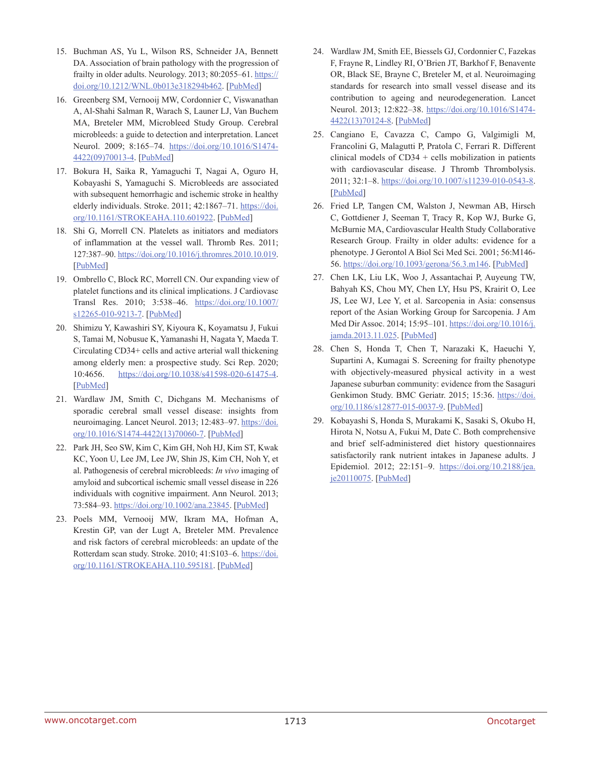15. Buchman AS, Yu L, Wilson RS, Schneider JA, Bennett DA. Association of brain pathology with the progression of frailty in older adults. Neurology. 2013; 80:2055–61. https://doi.org/10.1212/WNL.0b013e318294b462. [PubMed]

16. Greenberg SM, Vernooij MW, Cordonnier C, Viswanathan A, Al-Shahi Salman R, Warach S, Launer LJ, Van Buchem MA, Breteler MM, Microbleed Study Group. Cerebral microbleeds: a guide to detection and interpretation. Lancet Neurol. 2009; 8:165–74. https://doi.org/10.1016/S1474-4422(09)70013-4. [PubMed]

17. Bokura H, Saika R, Yamaguchi T, Nagai A, Oguro H, Kobayashi S, Yamaguchi S. Microbleeds are associated with subsequent hemorrhagic and ischemic stroke in healthy elderly individuals. Stroke. 2011; 42:1867–71. https://doi.org/10.1161/STROKEAHA.110.601922. [PubMed]

18. Shi G, Morrell CN. Platelets as initiators and mediators of inflammation at the vessel wall. Thromb Res. 2011; 127:387–90. https://doi.org/10.1016/j.thromres.2010.10.019. [PubMed]

19. Ombrello C, Block RC, Morrell CN. Our expanding view of platelet functions and its clinical implications. J Cardiovasc Transl Res. 2010; 3:538–46. https://doi.org/10.1007/s12265-010-9213-7. [PubMed]

20. Shimizu Y, Kawashiri SY, Kiyoura K, Koyamatsu J, Fukui S, Tamai M, Nobusue K, Yamanashi H, Nagata Y, Maeda T. Circulating CD34+ cells and active arterial wall thickening among elderly men: a prospective study. Sci Rep. 2020; 10:4656. https://doi.org/10.1038/s41598-020-61475-4. [PubMed]

21. Wardlaw JM, Smith C, Dichgans M. Mechanisms of sporadic cerebral small vessel disease: insights from neuroimaging. Lancet Neurol. 2013; 12:483–97. https://doi.org/10.1016/S1474-4422(13)70060-7. [PubMed]

22. Park JH, Seo SW, Kim C, Kim GH, Noh HJ, Kim ST, Kwak KC, Yoon U, Lee JM, Lee JW, Shin JS, Kim CH, Noh Y, et al. Pathogenesis of cerebral microbleeds: *In vivo* imaging of amyloid and subcortical ischemic small vessel disease in 226 individuals with cognitive impairment. Ann Neurol. 2013; 73:584–93. https://doi.org/10.1002/ana.23845. [PubMed]

23. Poels MM, Vernooij MW, Ikram MA, Hofman A, Krestin GP, van der Lugt A, Breteler MM. Prevalence and risk factors of cerebral microbleeds: an update of the Rotterdam scan study. Stroke. 2010; 41:S103–6. https://doi.org/10.1161/STROKEAHA.110.595181. [PubMed]

24. Wardlaw JM, Smith EE, Biessels GJ, Cordonnier C, Fazekas F, Frayne R, Lindley RI, O'Brien JT, Barkhof F, Benavente OR, Black SE, Brayne C, Breteler M, et al. Neuroimaging standards for research into small vessel disease and its contribution to ageing and neurodegeneration. Lancet Neurol. 2013; 12:822–38. https://doi.org/10.1016/S1474-4422(13)70124-8. [PubMed]

25. Cangiano E, Cavazza C, Campo G, Valgimigli M, Francolini G, Malagutti P, Pratola C, Ferrari R. Different clinical models of CD34 + cells mobilization in patients with cardiovascular disease. J Thromb Thrombolysis. 2011; 32:1–8. https://doi.org/10.1007/s11239-010-0543-8. [PubMed]

26. Fried LP, Tangen CM, Walston J, Newman AB, Hirsch C, Gottdiener J, Seeman T, Tracy R, Kop WJ, Burke G, McBurnie MA, Cardiovascular Health Study Collaborative Research Group. Frailty in older adults: evidence for a phenotype. J Gerontol A Biol Sci Med Sci. 2001; 56:M146-56. https://doi.org/10.1093/gerona/56.3.m146. [PubMed]

27. Chen LK, Liu LK, Woo J, Assantachai P, Auyeung TW, Bahyah KS, Chou MY, Chen LY, Hsu PS, Krairit O, Lee JS, Lee WJ, Lee Y, et al. Sarcopenia in Asia: consensus report of the Asian Working Group for Sarcopenia. J Am Med Dir Assoc. 2014; 15:95–101. https://doi.org/10.1016/j.jamda.2013.11.025. [PubMed]

28. Chen S, Honda T, Chen T, Narazaki K, Haeuchi Y, Supartini A, Kumagai S. Screening for frailty phenotype with objectively-measured physical activity in a west Japanese suburban community: evidence from the Sasaguri Genkimon Study. BMC Geriatr. 2015; 15:36. https://doi.org/10.1186/s12877-015-0037-9. [PubMed]

29. Kobayashi S, Honda S, Murakami K, Sasaki S, Okubo H, Hirota N, Notsu A, Fukui M, Date C. Both comprehensive and brief self-administered diet history questionnaires satisfactorily rank nutrient intakes in Japanese adults. J Epidemiol. 2012; 22:151–9. https://doi.org/10.2188/jea.je20110075. [PubMed]